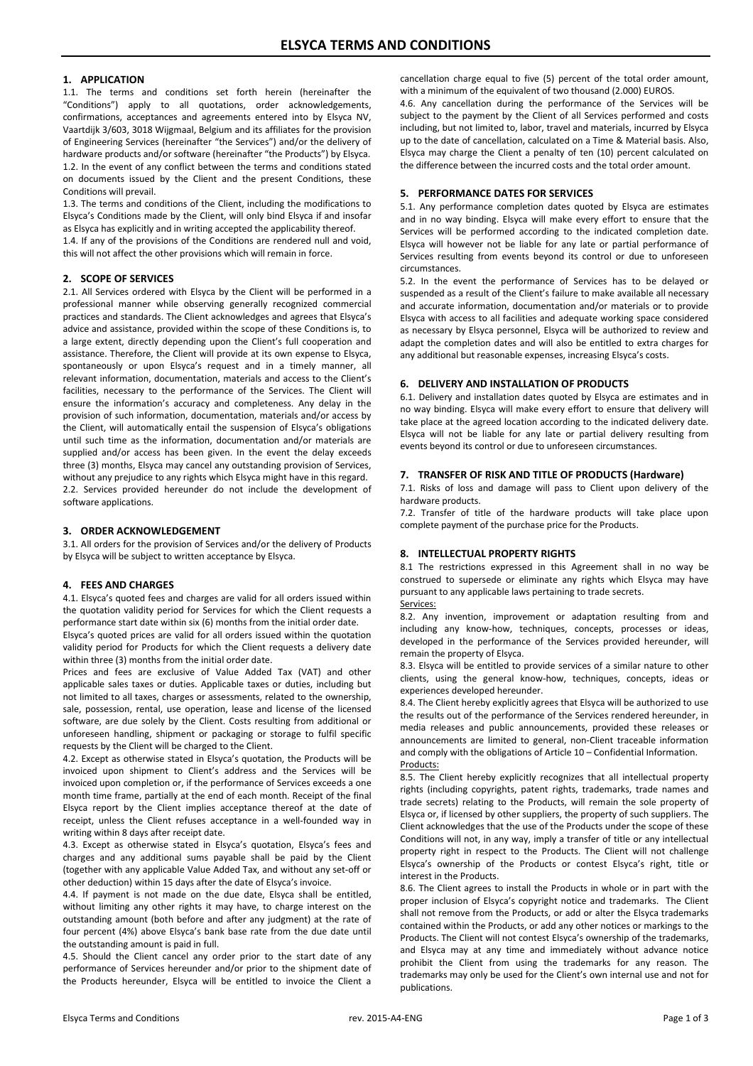# ELSYCA TERMS AND CONDITIONS

## 1. APPLICATION

1.1. The terms and conditions set forth herein (hereinafter the "Conditions") apply to all quotations, order acknowledgements, confirmations, acceptances and agreements entered into by Elsyca NV, Vaartdijk 3/603, 3018 Wijgmaal, Belgium and its affiliates for the provision of Engineering Services (hereinafter "the Services") and/or the delivery of hardware products and/or software (hereinafter "the Products") by Elsyca.

1.2. In the event of any conflict between the terms and conditions stated on documents issued by the Client and the present Conditions, these Conditions will prevail.

1.3. The terms and conditions of the Client, including the modifications to Elsyca's Conditions made by the Client, will only bind Elsyca if and insofar as Elsyca has explicitly and in writing accepted the applicability thereof.

1.4. If any of the provisions of the Conditions are rendered null and void, this will not affect the other provisions which will remain in force.

## 2. SCOPE OF SERVICES

2.1. All Services ordered with Elsyca by the Client will be performed in a professional manner while observing generally recognized commercial practices and standards. The Client acknowledges and agrees that Elsyca's advice and assistance, provided within the scope of these Conditions is, to a large extent, directly depending upon the Client's full cooperation and assistance. Therefore, the Client will provide at its own expense to Elsyca, spontaneously or upon Elsyca's request and in a timely manner, all relevant information, documentation, materials and access to the Client's facilities, necessary to the performance of the Services. The Client will ensure the information's accuracy and completeness. Any delay in the provision of such information, documentation, materials and/or access by the Client, will automatically entail the suspension of Elsyca's obligations until such time as the information, documentation and/or materials are supplied and/or access has been given. In the event the delay exceeds three (3) months, Elsyca may cancel any outstanding provision of Services, without any prejudice to any rights which Elsyca might have in this regard.

2.2. Services provided hereunder do not include the development of software applications.

## 3. ORDER ACKNOWLEDGEMENT

3.1. All orders for the provision of Services and/or the delivery of Products by Elsyca will be subject to written acceptance by Elsyca.

## 4. FEES AND CHARGES

4.1. Elsyca's quoted fees and charges are valid for all orders issued within the quotation validity period for Services for which the Client requests a performance start date within six (6) months from the initial order date.

Elsyca's quoted prices are valid for all orders issued within the quotation validity period for Products for which the Client requests a delivery date within three (3) months from the initial order date.

Prices and fees are exclusive of Value Added Tax (VAT) and other applicable sales taxes or duties. Applicable taxes or duties, including but not limited to all taxes, charges or assessments, related to the ownership, sale, possession, rental, use operation, lease and license of the licensed software, are due solely by the Client. Costs resulting from additional or unforeseen handling, shipment or packaging or storage to fulfil specific requests by the Client will be charged to the Client.

4.2. Except as otherwise stated in Elsyca's quotation, the Products will be invoiced upon shipment to Client's address and the Services will be invoiced upon completion or, if the performance of Services exceeds a one month time frame, partially at the end of each month. Receipt of the final Elsyca report by the Client implies acceptance thereof at the date of receipt, unless the Client refuses acceptance in a well-founded way in writing within 8 days after receipt date.

4.3. Except as otherwise stated in Elsyca's quotation, Elsyca's fees and charges and any additional sums payable shall be paid by the Client (together with any applicable Value Added Tax, and without any set-off or other deduction) within 15 days after the date of Elsyca's invoice.

4.4. If payment is not made on the due date, Elsyca shall be entitled, without limiting any other rights it may have, to charge interest on the outstanding amount (both before and after any judgment) at the rate of four percent (4%) above Elsyca's bank base rate from the due date until the outstanding amount is paid in full.

4.5. Should the Client cancel any order prior to the start date of any performance of Services hereunder and/or prior to the shipment date of the Products hereunder, Elsyca will be entitled to invoice the Client a cancellation charge equal to five (5) percent of the total order amount, with a minimum of the equivalent of two thousand (2.000) EUROS.

4.6. Any cancellation during the performance of the Services will be subject to the payment by the Client of all Services performed and costs including, but not limited to, labor, travel and materials, incurred by Elsyca up to the date of cancellation, calculated on a Time & Material basis. Also, Elsyca may charge the Client a penalty of ten (10) percent calculated on the difference between the incurred costs and the total order amount.

## 5. PERFORMANCE DATES FOR SERVICES

5.1. Any performance completion dates quoted by Elsyca are estimates and in no way binding. Elsyca will make every effort to ensure that the Services will be performed according to the indicated completion date. Elsyca will however not be liable for any late or partial performance of Services resulting from events beyond its control or due to unforeseen circumstances.

5.2. In the event the performance of Services has to be delayed or suspended as a result of the Client's failure to make available all necessary and accurate information, documentation and/or materials or to provide Elsyca with access to all facilities and adequate working space considered as necessary by Elsyca personnel, Elsyca will be authorized to review and adapt the completion dates and will also be entitled to extra charges for any additional but reasonable expenses, increasing Elsyca's costs.

## 6. DELIVERY AND INSTALLATION OF PRODUCTS

6.1. Delivery and installation dates quoted by Elsyca are estimates and in no way binding. Elsyca will make every effort to ensure that delivery will take place at the agreed location according to the indicated delivery date. Elsyca will not be liable for any late or partial delivery resulting from events beyond its control or due to unforeseen circumstances.

## 7. TRANSFER OF RISK AND TITLE OF PRODUCTS (Hardware)

7.1. Risks of loss and damage will pass to Client upon delivery of the hardware products.

7.2. Transfer of title of the hardware products will take place upon complete payment of the purchase price for the Products.

## 8. INTELLECTUAL PROPERTY RIGHTS

8.1 The restrictions expressed in this Agreement shall in no way be construed to supersede or eliminate any rights which Elsyca may have pursuant to any applicable laws pertaining to trade secrets.

Services:

8.2. Any invention, improvement or adaptation resulting from and including any know-how, techniques, concepts, processes or ideas, developed in the performance of the Services provided hereunder, will remain the property of Elsyca.

8.3. Elsyca will be entitled to provide services of a similar nature to other clients, using the general know-how, techniques, concepts, ideas or experiences developed hereunder.

8.4. The Client hereby explicitly agrees that Elsyca will be authorized to use the results out of the performance of the Services rendered hereunder, in media releases and public announcements, provided these releases or announcements are limited to general, non-Client traceable information and comply with the obligations of Article 10 – Confidential Information.

Products:

8.5. The Client hereby explicitly recognizes that all intellectual property rights (including copyrights, patent rights, trademarks, trade names and trade secrets) relating to the Products, will remain the sole property of Elsyca or, if licensed by other suppliers, the property of such suppliers. The Client acknowledges that the use of the Products under the scope of these Conditions will not, in any way, imply a transfer of title or any intellectual property right in respect to the Products. The Client will not challenge Elsyca's ownership of the Products or contest Elsyca's right, title or interest in the Products.

8.6. The Client agrees to install the Products in whole or in part with the proper inclusion of Elsyca's copyright notice and trademarks. The Client shall not remove from the Products, or add or alter the Elsyca trademarks contained within the Products, or add any other notices or markings to the Products. The Client will not contest Elsyca's ownership of the trademarks, and Elsyca may at any time and immediately without advance notice prohibit the Client from using the trademarks for any reason. The trademarks may only be used for the Client's own internal use and not for publications.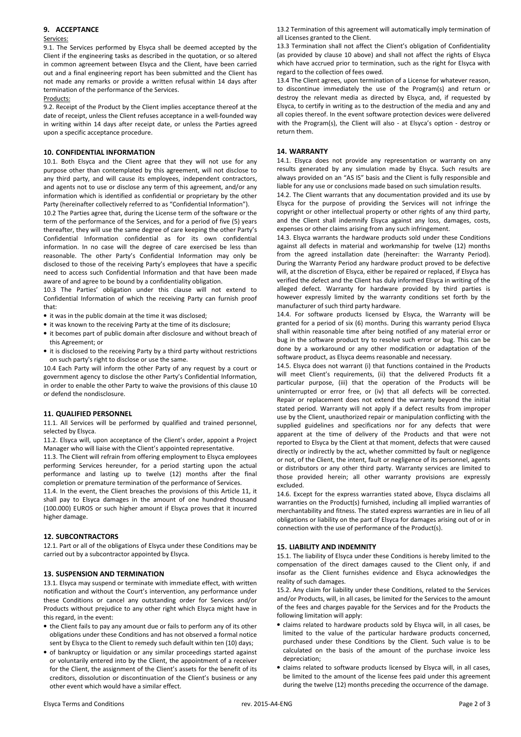## 9. ACCEPTANCE

Services:

9.1. The Services performed by Elsyca shall be deemed accepted by the Client if the engineering tasks as described in the quotation, or so altered in common agreement between Elsyca and the Client, have been carried out and a final engineering report has been submitted and the Client has not made any remarks or provide a written refusal within 14 days after termination of the performance of the Services.

Products:

9.2. Receipt of the Product by the Client implies acceptance thereof at the date of receipt, unless the Client refuses acceptance in a well-founded way in writing within 14 days after receipt date, or unless the Parties agreed upon a specific acceptance procedure.

## 10. CONFIDENTIAL INFORMATION

10.1. Both Elsyca and the Client agree that they will not use for any purpose other than contemplated by this agreement, will not disclose to any third party, and will cause its employees, independent contractors, and agents not to use or disclose any term of this agreement, and/or any information which is identified as confidential or proprietary by the other Party (hereinafter collectively referred to as "Confidential Information").

10.2 The Parties agree that, during the License term of the software or the term of the performance of the Services, and for a period of five (5) years thereafter, they will use the same degree of care keeping the other Party's Confidential Information confidential as for its own confidential information. In no case will the degree of care exercised be less than reasonable. The other Party's Confidential Information may only be disclosed to those of the receiving Party's employees that have a specific need to access such Confidential Information and that have been made aware of and agree to be bound by a confidentiality obligation.

10.3 The Parties' obligation under this clause will not extend to Confidential Information of which the receiving Party can furnish proof that:

- it was in the public domain at the time it was disclosed;
- it was known to the receiving Party at the time of its disclosure;
- it becomes part of public domain after disclosure and without breach of this Agreement; or
- it is disclosed to the receiving Party by a third party without restrictions on such party's right to disclose or use the same.

10.4 Each Party will inform the other Party of any request by a court or government agency to disclose the other Party's Confidential Information, in order to enable the other Party to waive the provisions of this clause 10 or defend the nondisclosure.

## 11. QUALIFIED PERSONNEL

11.1. All Services will be performed by qualified and trained personnel, selected by Elsyca.

11.2. Elsyca will, upon acceptance of the Client's order, appoint a Project Manager who will liaise with the Client's appointed representative.

11.3. The Client will refrain from offering employment to Elsyca employees performing Services hereunder, for a period starting upon the actual performance and lasting up to twelve (12) months after the final completion or premature termination of the performance of Services.

11.4. In the event, the Client breaches the provisions of this Article 11, it shall pay to Elsyca damages in the amount of one hundred thousand (100.000) EUROS or such higher amount if Elsyca proves that it incurred higher damage.

## 12. SUBCONTRACTORS

12.1. Part or all of the obligations of Elsyca under these Conditions may be carried out by a subcontractor appointed by Elsyca.

## 13. SUSPENSION AND TERMINATION

13.1. Elsyca may suspend or terminate with immediate effect, with written notification and without the Court's intervention, any performance under these Conditions or cancel any outstanding order for Services and/or Products without prejudice to any other right which Elsyca might have in this regard, in the event:

- the Client fails to pay any amount due or fails to perform any of its other obligations under these Conditions and has not observed a formal notice sent by Elsyca to the Client to remedy such default within ten (10) days;
- of bankruptcy or liquidation or any similar proceedings started against or voluntarily entered into by the Client, the appointment of a receiver for the Client, the assignment of the Client's assets for the benefit of its creditors, dissolution or discontinuation of the Client's business or any other event which would have a similar effect.

13.2 Termination of this agreement will automatically imply termination of all Licenses granted to the Client.

13.3 Termination shall not affect the Client's obligation of Confidentiality (as provided by clause 10 above) and shall not affect the rights of Elsyca which have accrued prior to termination, such as the right for Elsyca with regard to the collection of fees owed.

13.4 The Client agrees, upon termination of a License for whatever reason, to discontinue immediately the use of the Program(s) and return or destroy the relevant media as directed by Elsyca, and, if requested by Elsyca, to certify in writing as to the destruction of the media and any and all copies thereof. In the event software protection devices were delivered with the Program(s), the Client will also - at Elsyca's option - destroy or return them.

## 14. WARRANTY

14.1. Elsyca does not provide any representation or warranty on any results generated by any simulation made by Elsyca. Such results are always provided on an "AS IS" basis and the Client is fully responsible and liable for any use or conclusions made based on such simulation results.

14.2. The Client warrants that any documentation provided and its use by Elsyca for the purpose of providing the Services will not infringe the copyright or other intellectual property or other rights of any third party, and the Client shall indemnify Elsyca against any loss, damages, costs, expenses or other claims arising from any such infringement.

14.3. Elsyca warrants the hardware products sold under these Conditions against all defects in material and workmanship for twelve (12) months from the agreed installation date (hereinafter: the Warranty Period). During the Warranty Period any hardware product proved to be defective will, at the discretion of Elsyca, either be repaired or replaced, if Elsyca has verified the defect and the Client has duly informed Elsyca in writing of the alleged defect. Warranty for hardware provided by third parties is however expressly limited by the warranty conditions set forth by the manufacturer of such third party hardware.

14.4. For software products licensed by Elsyca, the Warranty will be granted for a period of six (6) months. During this warranty period Elsyca shall within reasonable time after being notified of any material error or bug in the software product try to resolve such error or bug. This can be done by a workaround or any other modification or adaptation of the software product, as Elsyca deems reasonable and necessary.

14.5. Elsyca does not warrant (i) that functions contained in the Products will meet Client's requirements, (ii) that the delivered Products fit a particular purpose, (iii) that the operation of the Products will be uninterrupted or error free, or (iv) that all defects will be corrected. Repair or replacement does not extend the warranty beyond the initial stated period. Warranty will not apply if a defect results from improper use by the Client, unauthorized repair or manipulation conflicting with the supplied guidelines and specifications nor for any defects that were apparent at the time of delivery of the Products and that were not reported to Elsyca by the Client at that moment, defects that were caused directly or indirectly by the act, whether committed by fault or negligence or not, of the Client, the intent, fault or negligence of its personnel, agents or distributors or any other third party. Warranty services are limited to those provided herein; all other warranty provisions are expressly excluded.

14.6. Except for the express warranties stated above, Elsyca disclaims all warranties on the Product(s) furnished, including all implied warranties of merchantability and fitness. The stated express warranties are in lieu of all obligations or liability on the part of Elsyca for damages arising out of or in connection with the use of performance of the Product(s).

## 15. LIABILITY AND INDEMNITY

15.1. The liability of Elsyca under these Conditions is hereby limited to the compensation of the direct damages caused to the Client only, if and insofar as the Client furnishes evidence and Elsyca acknowledges the reality of such damages.

15.2. Any claim for liability under these Conditions, related to the Services and/or Products, will, in all cases, be limited for the Services to the amount of the fees and charges payable for the Services and for the Products the following limitation will apply:

- claims related to hardware products sold by Elsyca will, in all cases, be limited to the value of the particular hardware products concerned, purchased under these Conditions by the Client. Such value is to be calculated on the basis of the amount of the purchase invoice less depreciation;
- claims related to software products licensed by Elsyca will, in all cases, be limited to the amount of the license fees paid under this agreement during the twelve (12) months preceding the occurrence of the damage.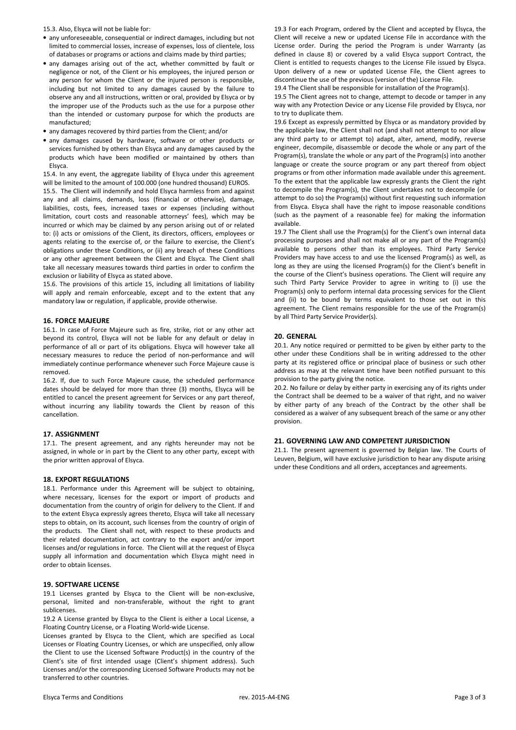15.3. Also, Elsyca will not be liable for:

- any unforeseeable, consequential or indirect damages, including but not limited to commercial losses, increase of expenses, loss of clientele, loss of databases or programs or actions and claims made by third parties;
- any damages arising out of the act, whether committed by fault or negligence or not, of the Client or his employees, the injured person or any person for whom the Client or the injured person is responsible, including but not limited to any damages caused by the failure to observe any and all instructions, written or oral, provided by Elsyca or by the improper use of the Products such as the use for a purpose other than the intended or customary purpose for which the products are manufactured;
- any damages recovered by third parties from the Client; and/or
- any damages caused by hardware, software or other products or services furnished by others than Elsyca and any damages caused by the products which have been modified or maintained by others than Elsyca.

15.4. In any event, the aggregate liability of Elsyca under this agreement will be limited to the amount of 100.000 (one hundred thousand) EUROS.

15.5. The Client will indemnify and hold Elsyca harmless from and against any and all claims, demands, loss (financial or otherwise), damage, liabilities, costs, fees, increased taxes or expenses (including without limitation, court costs and reasonable attorneys' fees), which may be incurred or which may be claimed by any person arising out of or related to: (i) acts or omissions of the Client, its directors, officers, employees or agents relating to the exercise of, or the failure to exercise, the Client's obligations under these Conditions, or (ii) any breach of these Conditions or any other agreement between the Client and Elsyca. The Client shall take all necessary measures towards third parties in order to confirm the exclusion or liability of Elsyca as stated above.

15.6. The provisions of this article 15, including all limitations of liability will apply and remain enforceable, except and to the extent that any mandatory law or regulation, if applicable, provide otherwise.

## 16. FORCE MAJEURE

16.1. In case of Force Majeure such as fire, strike, riot or any other act beyond its control, Elsyca will not be liable for any default or delay in performance of all or part of its obligations. Elsyca will however take all necessary measures to reduce the period of non-performance and will immediately continue performance whenever such Force Majeure cause is removed.

16.2. If, due to such Force Majeure cause, the scheduled performance dates should be delayed for more than three (3) months, Elsyca will be entitled to cancel the present agreement for Services or any part thereof, without incurring any liability towards the Client by reason of this cancellation.

## 17. ASSIGNMENT

17.1. The present agreement, and any rights hereunder may not be assigned, in whole or in part by the Client to any other party, except with the prior written approval of Elsyca.

## 18. EXPORT REGULATIONS

18.1. Performance under this Agreement will be subject to obtaining, where necessary, licenses for the export or import of products and documentation from the country of origin for delivery to the Client. If and to the extent Elsyca expressly agrees thereto, Elsyca will take all necessary steps to obtain, on its account, such licenses from the country of origin of the products. The Client shall not, with respect to these products and their related documentation, act contrary to the export and/or import licenses and/or regulations in force. The Client will at the request of Elsyca supply all information and documentation which Elsyca might need in order to obtain licenses.

## 19. SOFTWARE LICENSE

19.1 Licenses granted by Elsyca to the Client will be non-exclusive, personal, limited and non-transferable, without the right to grant sublicenses.

19.2 A License granted by Elsyca to the Client is either a Local License, a Floating Country License, or a Floating World-wide License.

Licenses granted by Elsyca to the Client, which are specified as Local Licenses or Floating Country Licenses, or which are unspecified, only allow the Client to use the Licensed Software Product(s) in the country of the Client's site of first intended usage (Client's shipment address). Such Licenses and/or the corresponding Licensed Software Products may not be transferred to other countries.

19.3 For each Program, ordered by the Client and accepted by Elsyca, the Client will receive a new or updated License File in accordance with the License order. During the period the Program is under Warranty (as defined in clause 8) or covered by a valid Elsyca support Contract, the Client is entitled to requests changes to the License File issued by Elsyca. Upon delivery of a new or updated License File, the Client agrees to discontinue the use of the previous (version of the) License File.

19.4 The Client shall be responsible for installation of the Program(s).

19.5 The Client agrees not to change, attempt to decode or tamper in any way with any Protection Device or any License File provided by Elsyca, nor to try to duplicate them.

19.6 Except as expressly permitted by Elsyca or as mandatory provided by the applicable law, the Client shall not (and shall not attempt to nor allow any third party to or attempt to) adapt, alter, amend, modify, reverse engineer, decompile, disassemble or decode the whole or any part of the Program(s), translate the whole or any part of the Program(s) into another language or create the source program or any part thereof from object programs or from other information made available under this agreement. To the extent that the applicable law expressly grants the Client the right to decompile the Program(s), the Client undertakes not to decompile (or attempt to do so) the Program(s) without first requesting such information from Elsyca. Elsyca shall have the right to impose reasonable conditions (such as the payment of a reasonable fee) for making the information available.

19.7 The Client shall use the Program(s) for the Client's own internal data processing purposes and shall not make all or any part of the Program(s) available to persons other than its employees. Third Party Service Providers may have access to and use the licensed Program(s) as well, as long as they are using the licensed Program(s) for the Client's benefit in the course of the Client's business operations. The Client will require any such Third Party Service Provider to agree in writing to (i) use the Program(s) only to perform internal data processing services for the Client and (ii) to be bound by terms equivalent to those set out in this agreement. The Client remains responsible for the use of the Program(s) by all Third Party Service Provider(s).

## 20. GENERAL

20.1. Any notice required or permitted to be given by either party to the other under these Conditions shall be in writing addressed to the other party at its registered office or principal place of business or such other address as may at the relevant time have been notified pursuant to this provision to the party giving the notice.

20.2. No failure or delay by either party in exercising any of its rights under the Contract shall be deemed to be a waiver of that right, and no waiver by either party of any breach of the Contract by the other shall be considered as a waiver of any subsequent breach of the same or any other provision.

## 21. GOVERNING LAW AND COMPETENT JURISDICTION

21.1. The present agreement is governed by Belgian law. The Courts of Leuven, Belgium, will have exclusive jurisdiction to hear any dispute arising under these Conditions and all orders, acceptances and agreements.